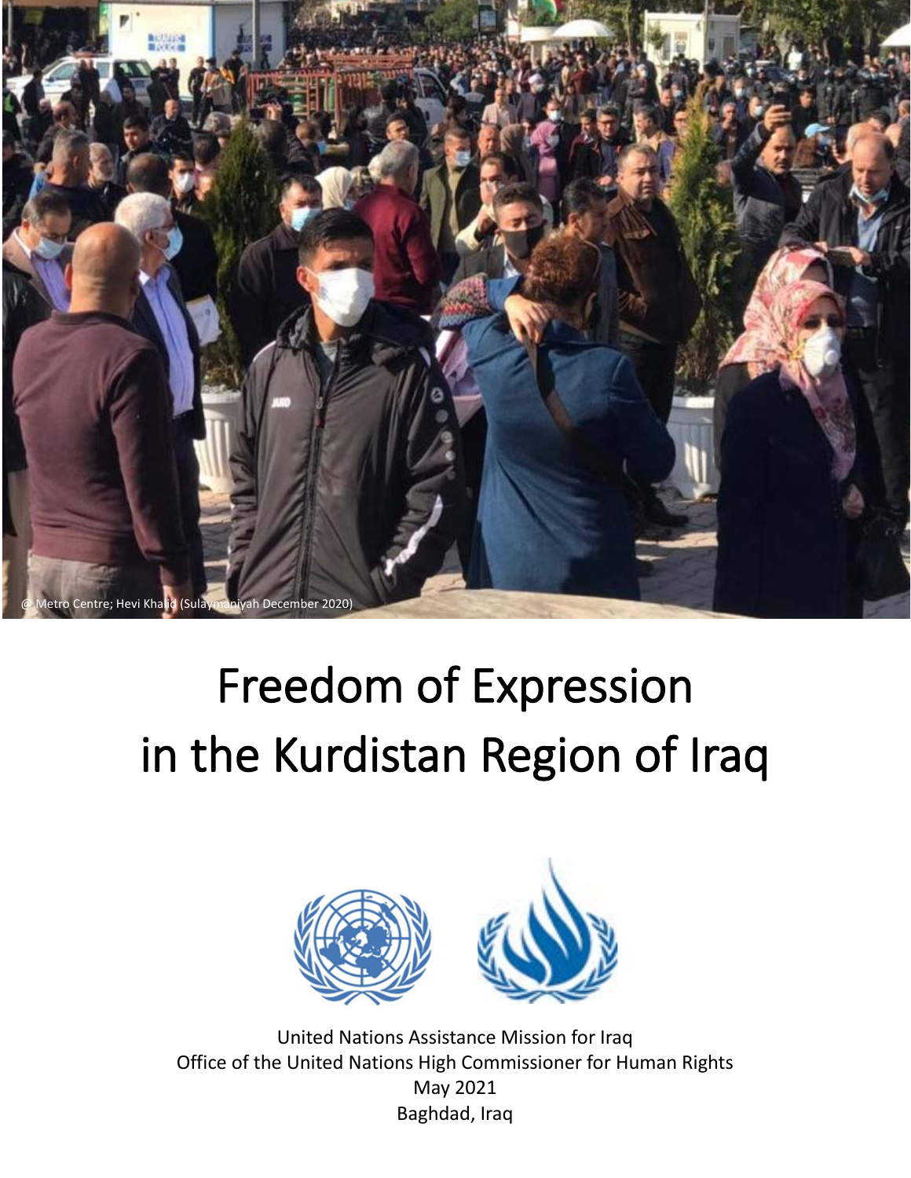@ Metro Centre; Hevi Khalid (Sulaymaniyah December 2020)

# Freedom of Expression in the Kurdistan Region of Iraq

United Nations Assistance Mission for Iraq
Office of the United Nations High Commissioner for Human Rights
May 2021
Baghdad, Iraq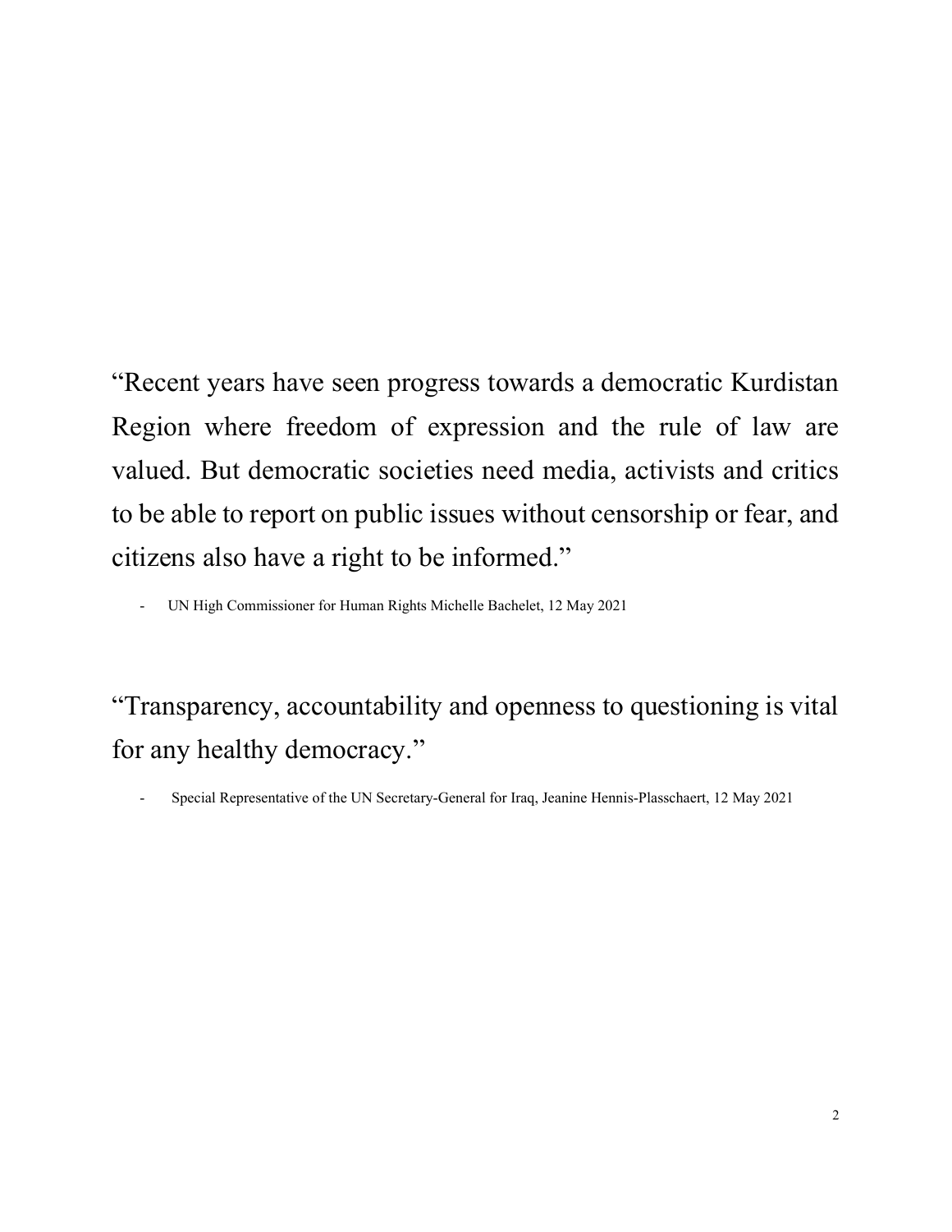"Recent years have seen progress towards a democratic Kurdistan Region where freedom of expression and the rule of law are valued. But democratic societies need media, activists and critics to be able to report on public issues without censorship or fear, and citizens also have a right to be informed."

- UN High Commissioner for Human Rights Michelle Bachelet, 12 May 2021

"Transparency, accountability and openness to questioning is vital for any healthy democracy."

- Special Representative of the UN Secretary-General for Iraq, Jeanine Hennis-Plasschaert, 12 May 2021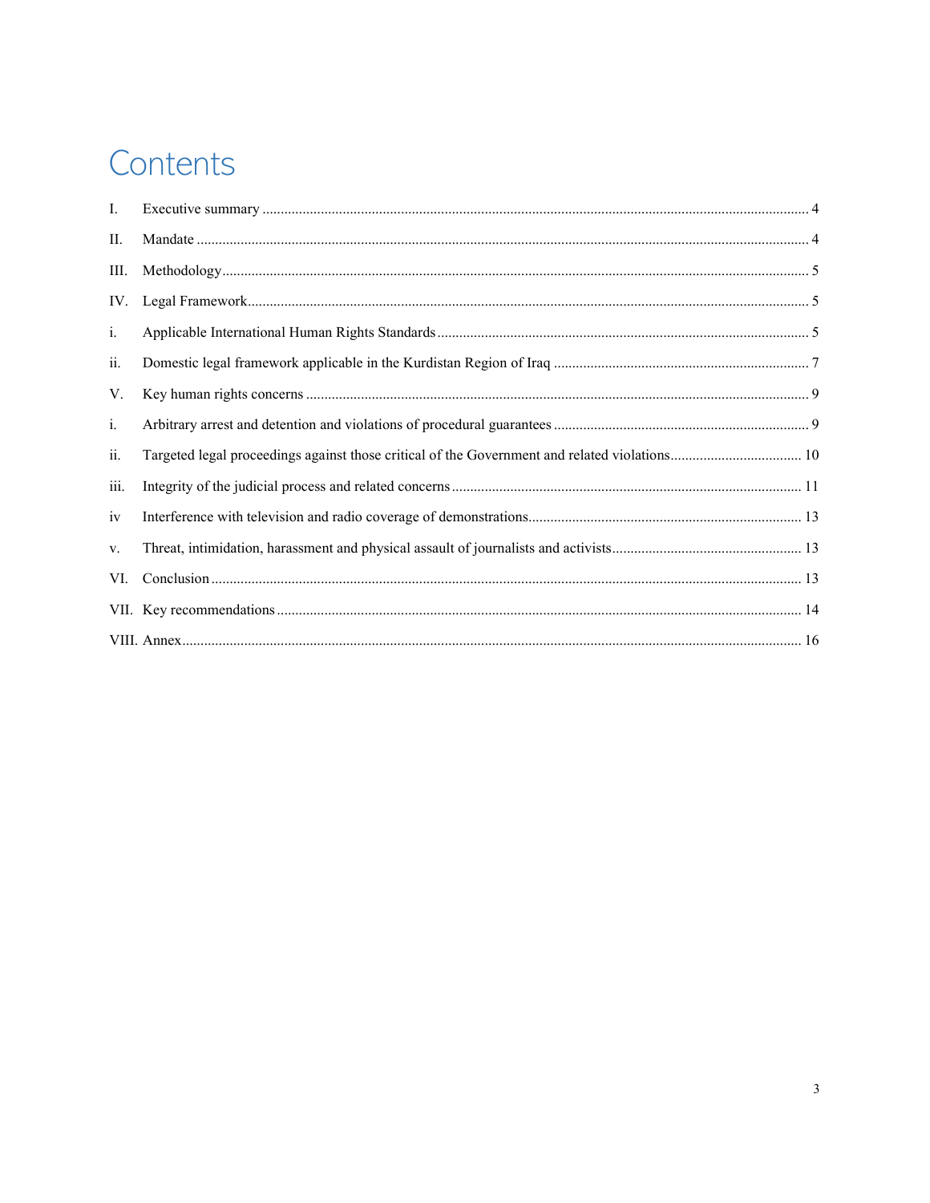# Contents

I. Executive summary ..... 4

II. Mandate ..... 4

III. Methodology ..... 5

IV. Legal Framework ..... 5

i. Applicable International Human Rights Standards ..... 5

ii. Domestic legal framework applicable in the Kurdistan Region of Iraq ..... 7

V. Key human rights concerns ..... 9

i. Arbitrary arrest and detention and violations of procedural guarantees ..... 9

ii. Targeted legal proceedings against those critical of the Government and related violations ..... 10

iii. Integrity of the judicial process and related concerns ..... 11

iv Interference with television and radio coverage of demonstrations ..... 13

v. Threat, intimidation, harassment and physical assault of journalists and activists ..... 13

VI. Conclusion ..... 13

VII. Key recommendations ..... 14

VIII. Annex ..... 16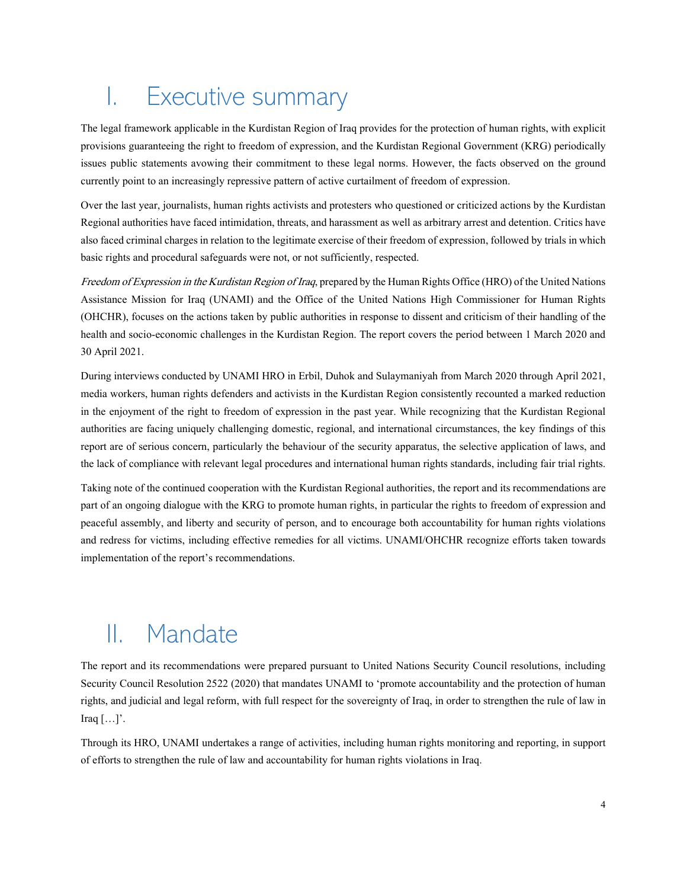# I. Executive summary

The legal framework applicable in the Kurdistan Region of Iraq provides for the protection of human rights, with explicit provisions guaranteeing the right to freedom of expression, and the Kurdistan Regional Government (KRG) periodically issues public statements avowing their commitment to these legal norms. However, the facts observed on the ground currently point to an increasingly repressive pattern of active curtailment of freedom of expression.

Over the last year, journalists, human rights activists and protesters who questioned or criticized actions by the Kurdistan Regional authorities have faced intimidation, threats, and harassment as well as arbitrary arrest and detention. Critics have also faced criminal charges in relation to the legitimate exercise of their freedom of expression, followed by trials in which basic rights and procedural safeguards were not, or not sufficiently, respected.

*Freedom of Expression in the Kurdistan Region of Iraq*, prepared by the Human Rights Office (HRO) of the United Nations Assistance Mission for Iraq (UNAMI) and the Office of the United Nations High Commissioner for Human Rights (OHCHR), focuses on the actions taken by public authorities in response to dissent and criticism of their handling of the health and socio-economic challenges in the Kurdistan Region. The report covers the period between 1 March 2020 and 30 April 2021.

During interviews conducted by UNAMI HRO in Erbil, Duhok and Sulaymaniyah from March 2020 through April 2021, media workers, human rights defenders and activists in the Kurdistan Region consistently recounted a marked reduction in the enjoyment of the right to freedom of expression in the past year. While recognizing that the Kurdistan Regional authorities are facing uniquely challenging domestic, regional, and international circumstances, the key findings of this report are of serious concern, particularly the behaviour of the security apparatus, the selective application of laws, and the lack of compliance with relevant legal procedures and international human rights standards, including fair trial rights.

Taking note of the continued cooperation with the Kurdistan Regional authorities, the report and its recommendations are part of an ongoing dialogue with the KRG to promote human rights, in particular the rights to freedom of expression and peaceful assembly, and liberty and security of person, and to encourage both accountability for human rights violations and redress for victims, including effective remedies for all victims. UNAMI/OHCHR recognize efforts taken towards implementation of the report's recommendations.

# II. Mandate

The report and its recommendations were prepared pursuant to United Nations Security Council resolutions, including Security Council Resolution 2522 (2020) that mandates UNAMI to 'promote accountability and the protection of human rights, and judicial and legal reform, with full respect for the sovereignty of Iraq, in order to strengthen the rule of law in Iraq […]'.

Through its HRO, UNAMI undertakes a range of activities, including human rights monitoring and reporting, in support of efforts to strengthen the rule of law and accountability for human rights violations in Iraq.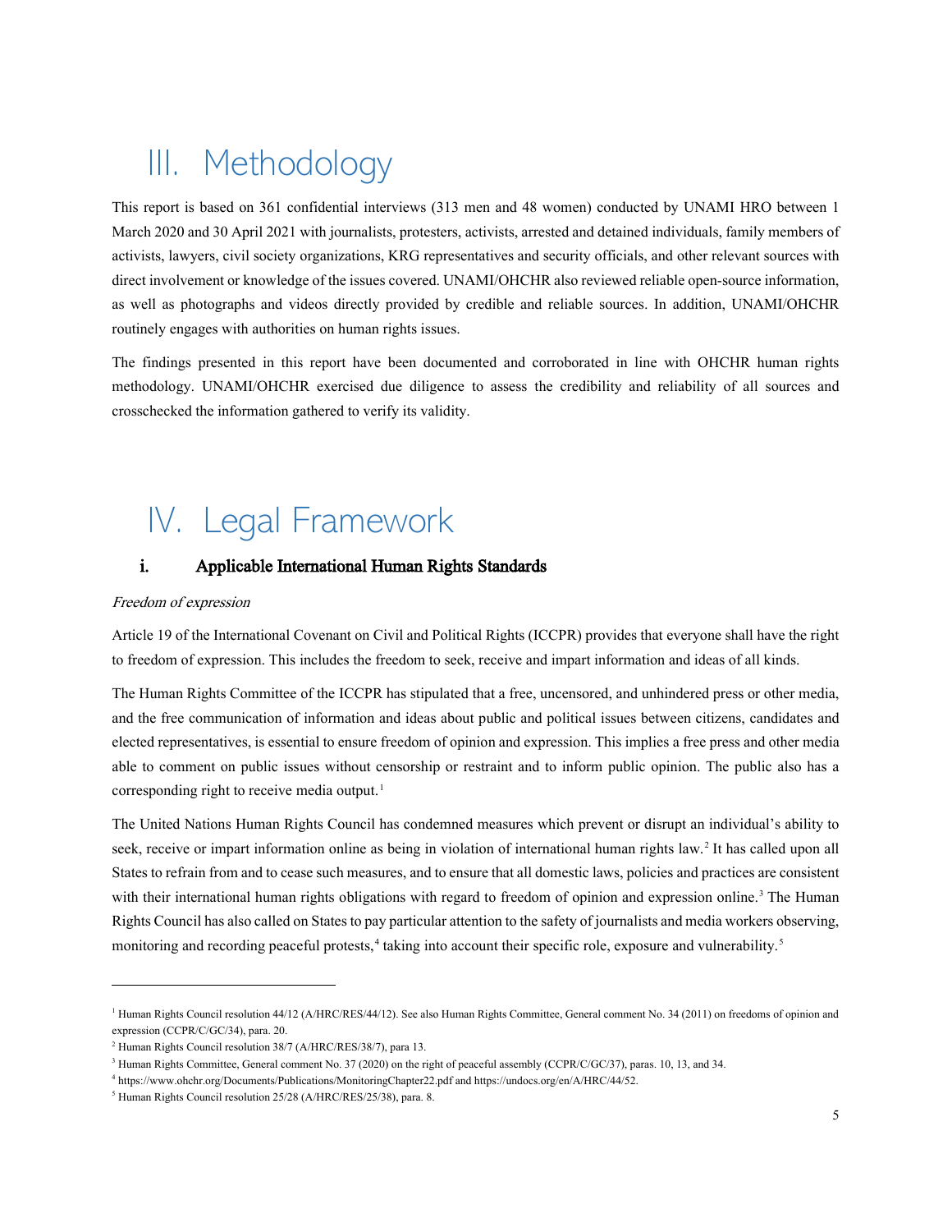# III. Methodology

This report is based on 361 confidential interviews (313 men and 48 women) conducted by UNAMI HRO between 1 March 2020 and 30 April 2021 with journalists, protesters, activists, arrested and detained individuals, family members of activists, lawyers, civil society organizations, KRG representatives and security officials, and other relevant sources with direct involvement or knowledge of the issues covered. UNAMI/OHCHR also reviewed reliable open-source information, as well as photographs and videos directly provided by credible and reliable sources. In addition, UNAMI/OHCHR routinely engages with authorities on human rights issues.

The findings presented in this report have been documented and corroborated in line with OHCHR human rights methodology. UNAMI/OHCHR exercised due diligence to assess the credibility and reliability of all sources and crosschecked the information gathered to verify its validity.

# IV. Legal Framework

## i. Applicable International Human Rights Standards

*Freedom of expression*

Article 19 of the International Covenant on Civil and Political Rights (ICCPR) provides that everyone shall have the right to freedom of expression. This includes the freedom to seek, receive and impart information and ideas of all kinds.

The Human Rights Committee of the ICCPR has stipulated that a free, uncensored, and unhindered press or other media, and the free communication of information and ideas about public and political issues between citizens, candidates and elected representatives, is essential to ensure freedom of opinion and expression. This implies a free press and other media able to comment on public issues without censorship or restraint and to inform public opinion. The public also has a corresponding right to receive media output.[1]

The United Nations Human Rights Council has condemned measures which prevent or disrupt an individual's ability to seek, receive or impart information online as being in violation of international human rights law.[2] It has called upon all States to refrain from and to cease such measures, and to ensure that all domestic laws, policies and practices are consistent with their international human rights obligations with regard to freedom of opinion and expression online.[3] The Human Rights Council has also called on States to pay particular attention to the safety of journalists and media workers observing, monitoring and recording peaceful protests,[4] taking into account their specific role, exposure and vulnerability.[5]

---

[1] Human Rights Council resolution 44/12 (A/HRC/RES/44/12). See also Human Rights Committee, General comment No. 34 (2011) on freedoms of opinion and expression (CCPR/C/GC/34), para. 20.

[2] Human Rights Council resolution 38/7 (A/HRC/RES/38/7), para 13.

[3] Human Rights Committee, General comment No. 37 (2020) on the right of peaceful assembly (CCPR/C/GC/37), paras. 10, 13, and 34.

[4] https://www.ohchr.org/Documents/Publications/MonitoringChapter22.pdf and https://undocs.org/en/A/HRC/44/52.

[5] Human Rights Council resolution 25/28 (A/HRC/RES/25/38), para. 8.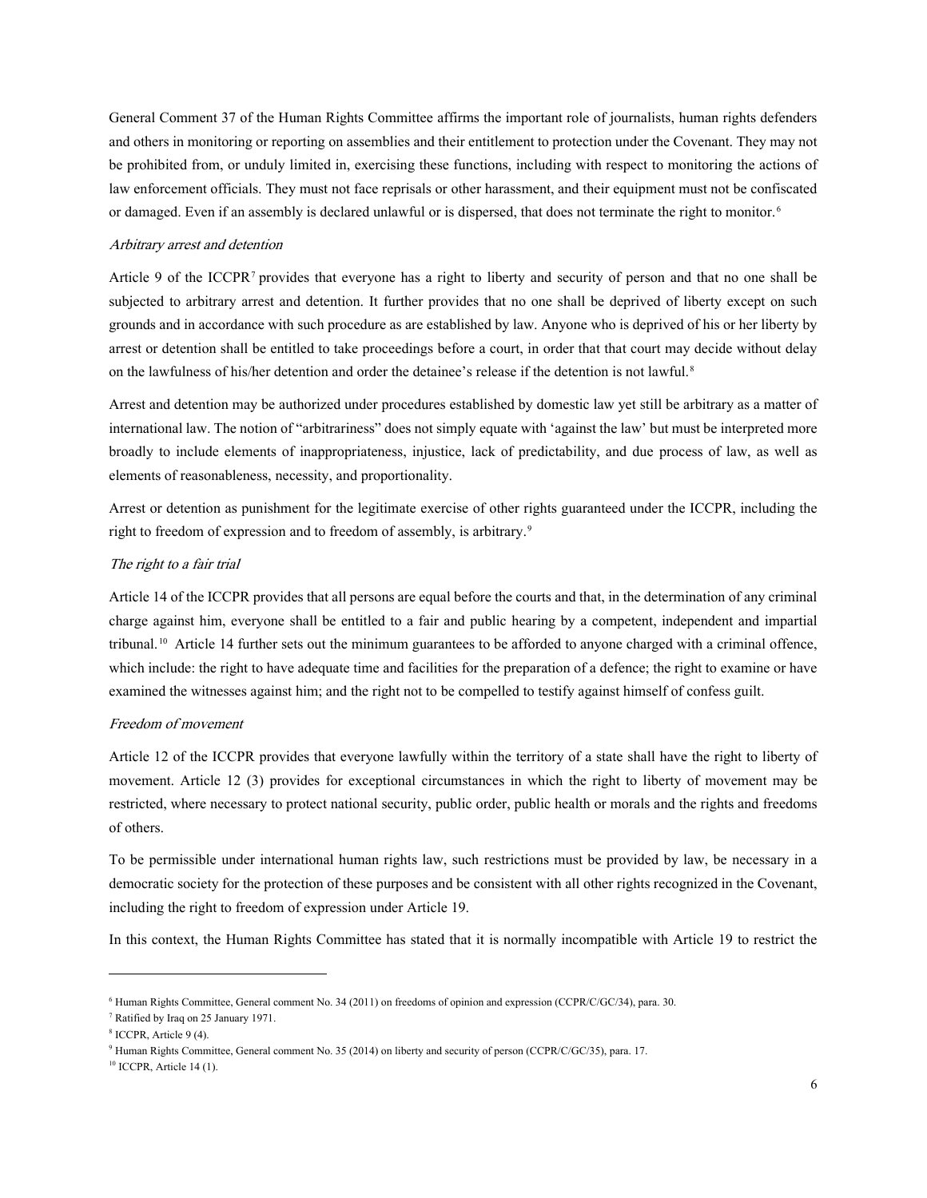General Comment 37 of the Human Rights Committee affirms the important role of journalists, human rights defenders and others in monitoring or reporting on assemblies and their entitlement to protection under the Covenant. They may not be prohibited from, or unduly limited in, exercising these functions, including with respect to monitoring the actions of law enforcement officials. They must not face reprisals or other harassment, and their equipment must not be confiscated or damaged. Even if an assembly is declared unlawful or is dispersed, that does not terminate the right to monitor.[6]

*Arbitrary arrest and detention*

Article 9 of the ICCPR[7] provides that everyone has a right to liberty and security of person and that no one shall be subjected to arbitrary arrest and detention. It further provides that no one shall be deprived of liberty except on such grounds and in accordance with such procedure as are established by law. Anyone who is deprived of his or her liberty by arrest or detention shall be entitled to take proceedings before a court, in order that that court may decide without delay on the lawfulness of his/her detention and order the detainee's release if the detention is not lawful.[8]

Arrest and detention may be authorized under procedures established by domestic law yet still be arbitrary as a matter of international law. The notion of "arbitrariness" does not simply equate with 'against the law' but must be interpreted more broadly to include elements of inappropriateness, injustice, lack of predictability, and due process of law, as well as elements of reasonableness, necessity, and proportionality.

Arrest or detention as punishment for the legitimate exercise of other rights guaranteed under the ICCPR, including the right to freedom of expression and to freedom of assembly, is arbitrary.[9]

*The right to a fair trial*

Article 14 of the ICCPR provides that all persons are equal before the courts and that, in the determination of any criminal charge against him, everyone shall be entitled to a fair and public hearing by a competent, independent and impartial tribunal.[10] Article 14 further sets out the minimum guarantees to be afforded to anyone charged with a criminal offence, which include: the right to have adequate time and facilities for the preparation of a defence; the right to examine or have examined the witnesses against him; and the right not to be compelled to testify against himself of confess guilt.

*Freedom of movement*

Article 12 of the ICCPR provides that everyone lawfully within the territory of a state shall have the right to liberty of movement. Article 12 (3) provides for exceptional circumstances in which the right to liberty of movement may be restricted, where necessary to protect national security, public order, public health or morals and the rights and freedoms of others.

To be permissible under international human rights law, such restrictions must be provided by law, be necessary in a democratic society for the protection of these purposes and be consistent with all other rights recognized in the Covenant, including the right to freedom of expression under Article 19.

In this context, the Human Rights Committee has stated that it is normally incompatible with Article 19 to restrict the

---

[6] Human Rights Committee, General comment No. 34 (2011) on freedoms of opinion and expression (CCPR/C/GC/34), para. 30.

[7] Ratified by Iraq on 25 January 1971.

[8] ICCPR, Article 9 (4).

[9] Human Rights Committee, General comment No. 35 (2014) on liberty and security of person (CCPR/C/GC/35), para. 17.

[10] ICCPR, Article 14 (1).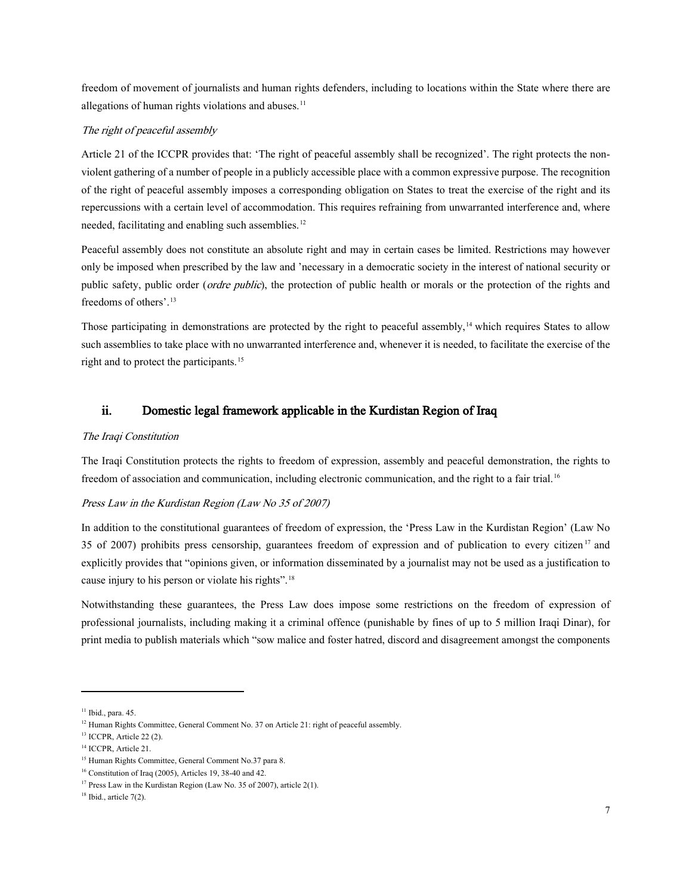freedom of movement of journalists and human rights defenders, including to locations within the State where there are allegations of human rights violations and abuses.[11]

*The right of peaceful assembly*

Article 21 of the ICCPR provides that: 'The right of peaceful assembly shall be recognized'. The right protects the non-violent gathering of a number of people in a publicly accessible place with a common expressive purpose. The recognition of the right of peaceful assembly imposes a corresponding obligation on States to treat the exercise of the right and its repercussions with a certain level of accommodation. This requires refraining from unwarranted interference and, where needed, facilitating and enabling such assemblies.[12]

Peaceful assembly does not constitute an absolute right and may in certain cases be limited. Restrictions may however only be imposed when prescribed by the law and 'necessary in a democratic society in the interest of national security or public safety, public order (*ordre public*), the protection of public health or morals or the protection of the rights and freedoms of others'.[13]

Those participating in demonstrations are protected by the right to peaceful assembly,[14] which requires States to allow such assemblies to take place with no unwarranted interference and, whenever it is needed, to facilitate the exercise of the right and to protect the participants.[15]

## ii. Domestic legal framework applicable in the Kurdistan Region of Iraq

*The Iraqi Constitution*

The Iraqi Constitution protects the rights to freedom of expression, assembly and peaceful demonstration, the rights to freedom of association and communication, including electronic communication, and the right to a fair trial.[16]

*Press Law in the Kurdistan Region (Law No 35 of 2007)*

In addition to the constitutional guarantees of freedom of expression, the 'Press Law in the Kurdistan Region' (Law No 35 of 2007) prohibits press censorship, guarantees freedom of expression and of publication to every citizen[17] and explicitly provides that "opinions given, or information disseminated by a journalist may not be used as a justification to cause injury to his person or violate his rights".[18]

Notwithstanding these guarantees, the Press Law does impose some restrictions on the freedom of expression of professional journalists, including making it a criminal offence (punishable by fines of up to 5 million Iraqi Dinar), for print media to publish materials which "sow malice and foster hatred, discord and disagreement amongst the components

---

[11] Ibid., para. 45.

[12] Human Rights Committee, General Comment No. 37 on Article 21: right of peaceful assembly.

[13] ICCPR, Article 22 (2).

[14] ICCPR, Article 21.

[15] Human Rights Committee, General Comment No.37 para 8.

[16] Constitution of Iraq (2005), Articles 19, 38-40 and 42.

[17] Press Law in the Kurdistan Region (Law No. 35 of 2007), article 2(1).

[18] Ibid., article 7(2).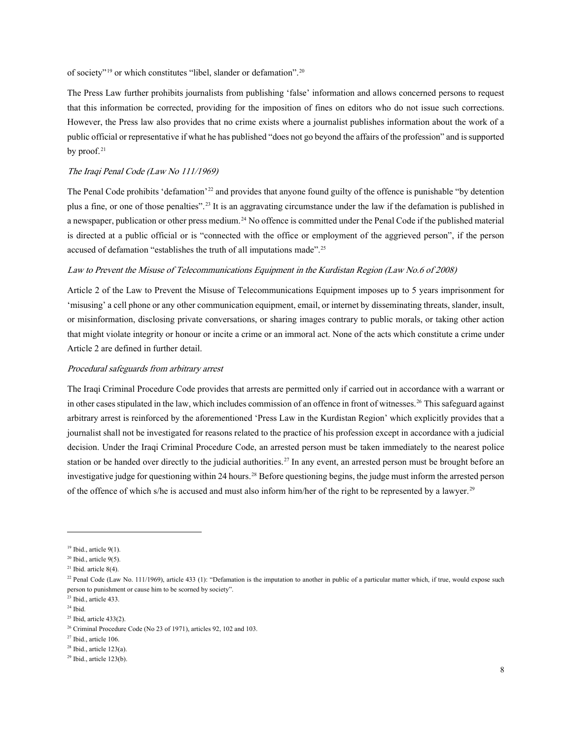of society"[19] or which constitutes "libel, slander or defamation".[20]

The Press Law further prohibits journalists from publishing 'false' information and allows concerned persons to request that this information be corrected, providing for the imposition of fines on editors who do not issue such corrections. However, the Press law also provides that no crime exists where a journalist publishes information about the work of a public official or representative if what he has published "does not go beyond the affairs of the profession" and is supported by proof.[21]

*The Iraqi Penal Code (Law No 111/1969)*

The Penal Code prohibits 'defamation'[22] and provides that anyone found guilty of the offence is punishable "by detention plus a fine, or one of those penalties".[23] It is an aggravating circumstance under the law if the defamation is published in a newspaper, publication or other press medium.[24] No offence is committed under the Penal Code if the published material is directed at a public official or is "connected with the office or employment of the aggrieved person", if the person accused of defamation "establishes the truth of all imputations made".[25]

*Law to Prevent the Misuse of Telecommunications Equipment in the Kurdistan Region (Law No.6 of 2008)*

Article 2 of the Law to Prevent the Misuse of Telecommunications Equipment imposes up to 5 years imprisonment for 'misusing' a cell phone or any other communication equipment, email, or internet by disseminating threats, slander, insult, or misinformation, disclosing private conversations, or sharing images contrary to public morals, or taking other action that might violate integrity or honour or incite a crime or an immoral act. None of the acts which constitute a crime under Article 2 are defined in further detail.

*Procedural safeguards from arbitrary arrest*

The Iraqi Criminal Procedure Code provides that arrests are permitted only if carried out in accordance with a warrant or in other cases stipulated in the law, which includes commission of an offence in front of witnesses.[26] This safeguard against arbitrary arrest is reinforced by the aforementioned 'Press Law in the Kurdistan Region' which explicitly provides that a journalist shall not be investigated for reasons related to the practice of his profession except in accordance with a judicial decision. Under the Iraqi Criminal Procedure Code, an arrested person must be taken immediately to the nearest police station or be handed over directly to the judicial authorities.[27] In any event, an arrested person must be brought before an investigative judge for questioning within 24 hours.[28] Before questioning begins, the judge must inform the arrested person of the offence of which s/he is accused and must also inform him/her of the right to be represented by a lawyer.[29]

---

[19] Ibid., article 9(1).

[20] Ibid., article 9(5).

[21] Ibid. article 8(4).

[22] Penal Code (Law No. 111/1969), article 433 (1): "Defamation is the imputation to another in public of a particular matter which, if true, would expose such person to punishment or cause him to be scorned by society".

[23] Ibid., article 433.

[24] Ibid.

[25] Ibid, article 433(2).

[26] Criminal Procedure Code (No 23 of 1971), articles 92, 102 and 103.

[27] Ibid., article 106.

[28] Ibid., article 123(a).

[29] Ibid., article 123(b).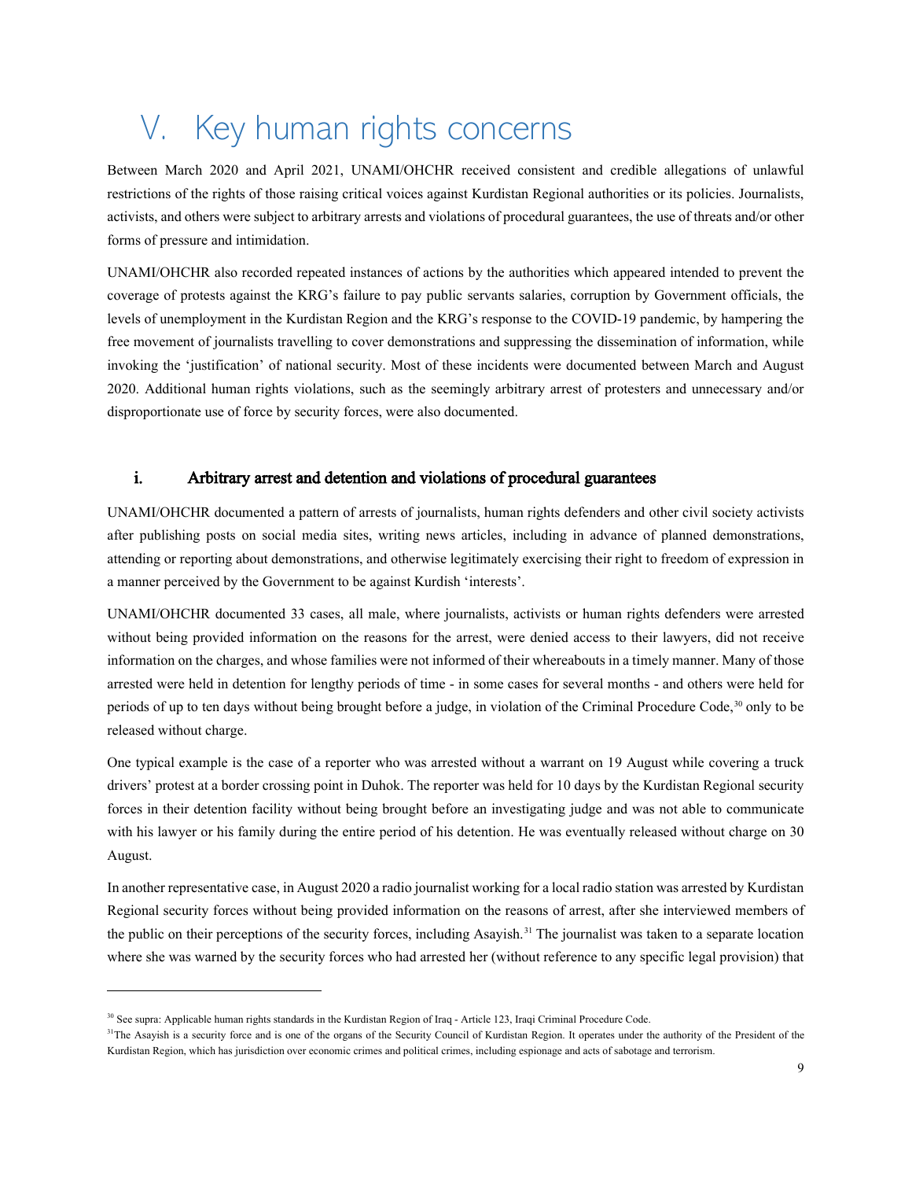# V. Key human rights concerns

Between March 2020 and April 2021, UNAMI/OHCHR received consistent and credible allegations of unlawful restrictions of the rights of those raising critical voices against Kurdistan Regional authorities or its policies. Journalists, activists, and others were subject to arbitrary arrests and violations of procedural guarantees, the use of threats and/or other forms of pressure and intimidation.

UNAMI/OHCHR also recorded repeated instances of actions by the authorities which appeared intended to prevent the coverage of protests against the KRG's failure to pay public servants salaries, corruption by Government officials, the levels of unemployment in the Kurdistan Region and the KRG's response to the COVID-19 pandemic, by hampering the free movement of journalists travelling to cover demonstrations and suppressing the dissemination of information, while invoking the 'justification' of national security. Most of these incidents were documented between March and August 2020. Additional human rights violations, such as the seemingly arbitrary arrest of protesters and unnecessary and/or disproportionate use of force by security forces, were also documented.

## i. Arbitrary arrest and detention and violations of procedural guarantees

UNAMI/OHCHR documented a pattern of arrests of journalists, human rights defenders and other civil society activists after publishing posts on social media sites, writing news articles, including in advance of planned demonstrations, attending or reporting about demonstrations, and otherwise legitimately exercising their right to freedom of expression in a manner perceived by the Government to be against Kurdish 'interests'.

UNAMI/OHCHR documented 33 cases, all male, where journalists, activists or human rights defenders were arrested without being provided information on the reasons for the arrest, were denied access to their lawyers, did not receive information on the charges, and whose families were not informed of their whereabouts in a timely manner. Many of those arrested were held in detention for lengthy periods of time - in some cases for several months - and others were held for periods of up to ten days without being brought before a judge, in violation of the Criminal Procedure Code,[30] only to be released without charge.

One typical example is the case of a reporter who was arrested without a warrant on 19 August while covering a truck drivers' protest at a border crossing point in Duhok. The reporter was held for 10 days by the Kurdistan Regional security forces in their detention facility without being brought before an investigating judge and was not able to communicate with his lawyer or his family during the entire period of his detention. He was eventually released without charge on 30 August.

In another representative case, in August 2020 a radio journalist working for a local radio station was arrested by Kurdistan Regional security forces without being provided information on the reasons of arrest, after she interviewed members of the public on their perceptions of the security forces, including Asayish.[31] The journalist was taken to a separate location where she was warned by the security forces who had arrested her (without reference to any specific legal provision) that

---

[30] See supra: Applicable human rights standards in the Kurdistan Region of Iraq - Article 123, Iraqi Criminal Procedure Code.

[31] The Asayish is a security force and is one of the organs of the Security Council of Kurdistan Region. It operates under the authority of the President of the Kurdistan Region, which has jurisdiction over economic crimes and political crimes, including espionage and acts of sabotage and terrorism.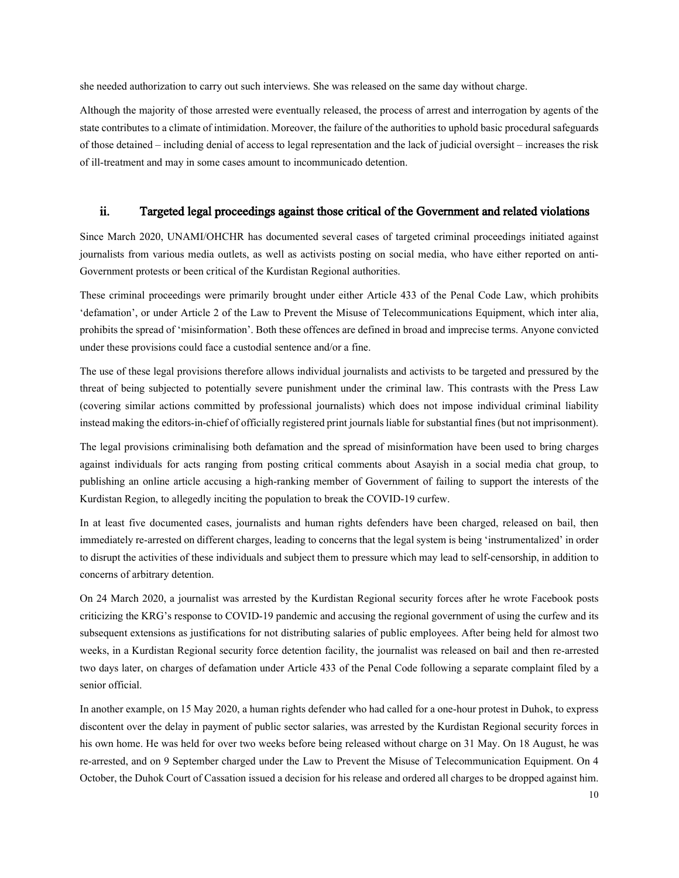she needed authorization to carry out such interviews. She was released on the same day without charge.

Although the majority of those arrested were eventually released, the process of arrest and interrogation by agents of the state contributes to a climate of intimidation. Moreover, the failure of the authorities to uphold basic procedural safeguards of those detained – including denial of access to legal representation and the lack of judicial oversight – increases the risk of ill-treatment and may in some cases amount to incommunicado detention.

### ii. Targeted legal proceedings against those critical of the Government and related violations

Since March 2020, UNAMI/OHCHR has documented several cases of targeted criminal proceedings initiated against journalists from various media outlets, as well as activists posting on social media, who have either reported on anti-Government protests or been critical of the Kurdistan Regional authorities.

These criminal proceedings were primarily brought under either Article 433 of the Penal Code Law, which prohibits 'defamation', or under Article 2 of the Law to Prevent the Misuse of Telecommunications Equipment, which inter alia, prohibits the spread of 'misinformation'. Both these offences are defined in broad and imprecise terms. Anyone convicted under these provisions could face a custodial sentence and/or a fine.

The use of these legal provisions therefore allows individual journalists and activists to be targeted and pressured by the threat of being subjected to potentially severe punishment under the criminal law. This contrasts with the Press Law (covering similar actions committed by professional journalists) which does not impose individual criminal liability instead making the editors-in-chief of officially registered print journals liable for substantial fines (but not imprisonment).

The legal provisions criminalising both defamation and the spread of misinformation have been used to bring charges against individuals for acts ranging from posting critical comments about Asayish in a social media chat group, to publishing an online article accusing a high-ranking member of Government of failing to support the interests of the Kurdistan Region, to allegedly inciting the population to break the COVID-19 curfew.

In at least five documented cases, journalists and human rights defenders have been charged, released on bail, then immediately re-arrested on different charges, leading to concerns that the legal system is being 'instrumentalized' in order to disrupt the activities of these individuals and subject them to pressure which may lead to self-censorship, in addition to concerns of arbitrary detention.

On 24 March 2020, a journalist was arrested by the Kurdistan Regional security forces after he wrote Facebook posts criticizing the KRG's response to COVID-19 pandemic and accusing the regional government of using the curfew and its subsequent extensions as justifications for not distributing salaries of public employees. After being held for almost two weeks, in a Kurdistan Regional security force detention facility, the journalist was released on bail and then re-arrested two days later, on charges of defamation under Article 433 of the Penal Code following a separate complaint filed by a senior official.

In another example, on 15 May 2020, a human rights defender who had called for a one-hour protest in Duhok, to express discontent over the delay in payment of public sector salaries, was arrested by the Kurdistan Regional security forces in his own home. He was held for over two weeks before being released without charge on 31 May. On 18 August, he was re-arrested, and on 9 September charged under the Law to Prevent the Misuse of Telecommunication Equipment. On 4 October, the Duhok Court of Cassation issued a decision for his release and ordered all charges to be dropped against him.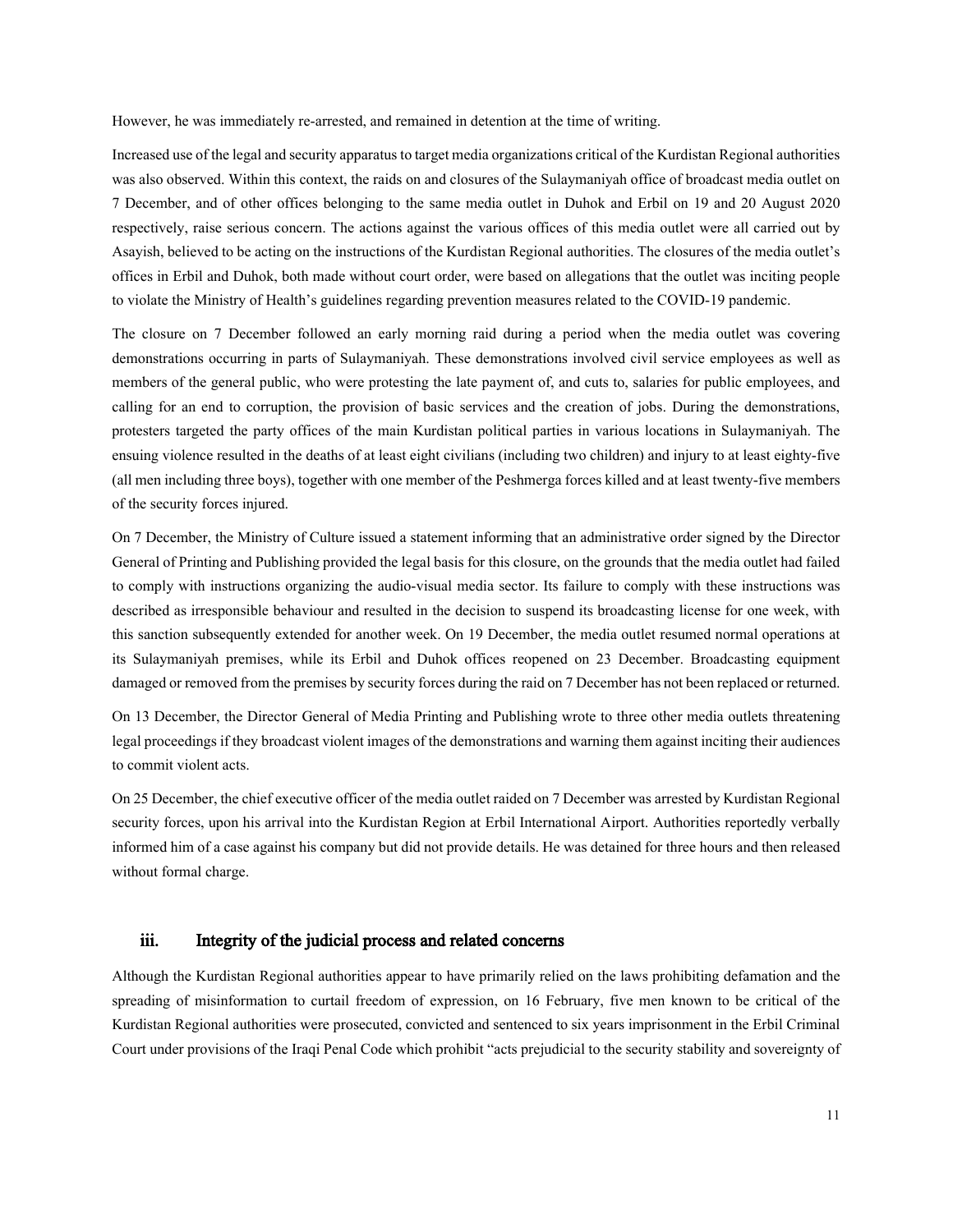However, he was immediately re-arrested, and remained in detention at the time of writing.

Increased use of the legal and security apparatus to target media organizations critical of the Kurdistan Regional authorities was also observed. Within this context, the raids on and closures of the Sulaymaniyah office of broadcast media outlet on 7 December, and of other offices belonging to the same media outlet in Duhok and Erbil on 19 and 20 August 2020 respectively, raise serious concern. The actions against the various offices of this media outlet were all carried out by Asayish, believed to be acting on the instructions of the Kurdistan Regional authorities. The closures of the media outlet's offices in Erbil and Duhok, both made without court order, were based on allegations that the outlet was inciting people to violate the Ministry of Health's guidelines regarding prevention measures related to the COVID-19 pandemic.

The closure on 7 December followed an early morning raid during a period when the media outlet was covering demonstrations occurring in parts of Sulaymaniyah. These demonstrations involved civil service employees as well as members of the general public, who were protesting the late payment of, and cuts to, salaries for public employees, and calling for an end to corruption, the provision of basic services and the creation of jobs. During the demonstrations, protesters targeted the party offices of the main Kurdistan political parties in various locations in Sulaymaniyah. The ensuing violence resulted in the deaths of at least eight civilians (including two children) and injury to at least eighty-five (all men including three boys), together with one member of the Peshmerga forces killed and at least twenty-five members of the security forces injured.

On 7 December, the Ministry of Culture issued a statement informing that an administrative order signed by the Director General of Printing and Publishing provided the legal basis for this closure, on the grounds that the media outlet had failed to comply with instructions organizing the audio-visual media sector. Its failure to comply with these instructions was described as irresponsible behaviour and resulted in the decision to suspend its broadcasting license for one week, with this sanction subsequently extended for another week. On 19 December, the media outlet resumed normal operations at its Sulaymaniyah premises, while its Erbil and Duhok offices reopened on 23 December. Broadcasting equipment damaged or removed from the premises by security forces during the raid on 7 December has not been replaced or returned.

On 13 December, the Director General of Media Printing and Publishing wrote to three other media outlets threatening legal proceedings if they broadcast violent images of the demonstrations and warning them against inciting their audiences to commit violent acts.

On 25 December, the chief executive officer of the media outlet raided on 7 December was arrested by Kurdistan Regional security forces, upon his arrival into the Kurdistan Region at Erbil International Airport. Authorities reportedly verbally informed him of a case against his company but did not provide details. He was detained for three hours and then released without formal charge.

### iii. Integrity of the judicial process and related concerns

Although the Kurdistan Regional authorities appear to have primarily relied on the laws prohibiting defamation and the spreading of misinformation to curtail freedom of expression, on 16 February, five men known to be critical of the Kurdistan Regional authorities were prosecuted, convicted and sentenced to six years imprisonment in the Erbil Criminal Court under provisions of the Iraqi Penal Code which prohibit "acts prejudicial to the security stability and sovereignty of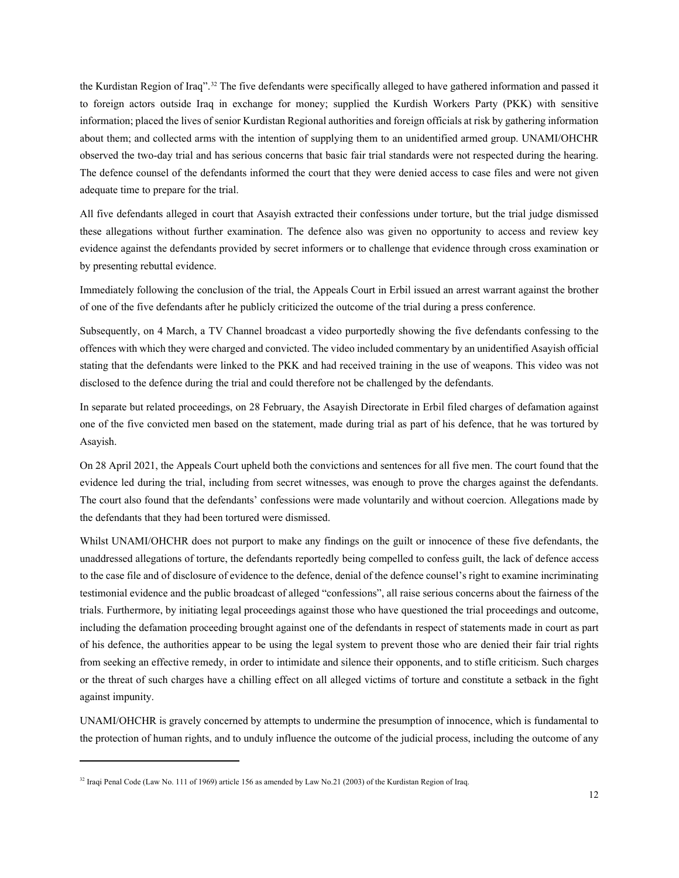the Kurdistan Region of Iraq".[32] The five defendants were specifically alleged to have gathered information and passed it to foreign actors outside Iraq in exchange for money; supplied the Kurdish Workers Party (PKK) with sensitive information; placed the lives of senior Kurdistan Regional authorities and foreign officials at risk by gathering information about them; and collected arms with the intention of supplying them to an unidentified armed group. UNAMI/OHCHR observed the two-day trial and has serious concerns that basic fair trial standards were not respected during the hearing. The defence counsel of the defendants informed the court that they were denied access to case files and were not given adequate time to prepare for the trial.

All five defendants alleged in court that Asayish extracted their confessions under torture, but the trial judge dismissed these allegations without further examination. The defence also was given no opportunity to access and review key evidence against the defendants provided by secret informers or to challenge that evidence through cross examination or by presenting rebuttal evidence.

Immediately following the conclusion of the trial, the Appeals Court in Erbil issued an arrest warrant against the brother of one of the five defendants after he publicly criticized the outcome of the trial during a press conference.

Subsequently, on 4 March, a TV Channel broadcast a video purportedly showing the five defendants confessing to the offences with which they were charged and convicted. The video included commentary by an unidentified Asayish official stating that the defendants were linked to the PKK and had received training in the use of weapons. This video was not disclosed to the defence during the trial and could therefore not be challenged by the defendants.

In separate but related proceedings, on 28 February, the Asayish Directorate in Erbil filed charges of defamation against one of the five convicted men based on the statement, made during trial as part of his defence, that he was tortured by Asayish.

On 28 April 2021, the Appeals Court upheld both the convictions and sentences for all five men. The court found that the evidence led during the trial, including from secret witnesses, was enough to prove the charges against the defendants. The court also found that the defendants' confessions were made voluntarily and without coercion. Allegations made by the defendants that they had been tortured were dismissed.

Whilst UNAMI/OHCHR does not purport to make any findings on the guilt or innocence of these five defendants, the unaddressed allegations of torture, the defendants reportedly being compelled to confess guilt, the lack of defence access to the case file and of disclosure of evidence to the defence, denial of the defence counsel's right to examine incriminating testimonial evidence and the public broadcast of alleged "confessions", all raise serious concerns about the fairness of the trials. Furthermore, by initiating legal proceedings against those who have questioned the trial proceedings and outcome, including the defamation proceeding brought against one of the defendants in respect of statements made in court as part of his defence, the authorities appear to be using the legal system to prevent those who are denied their fair trial rights from seeking an effective remedy, in order to intimidate and silence their opponents, and to stifle criticism. Such charges or the threat of such charges have a chilling effect on all alleged victims of torture and constitute a setback in the fight against impunity.

UNAMI/OHCHR is gravely concerned by attempts to undermine the presumption of innocence, which is fundamental to the protection of human rights, and to unduly influence the outcome of the judicial process, including the outcome of any

---

[32] Iraqi Penal Code (Law No. 111 of 1969) article 156 as amended by Law No.21 (2003) of the Kurdistan Region of Iraq.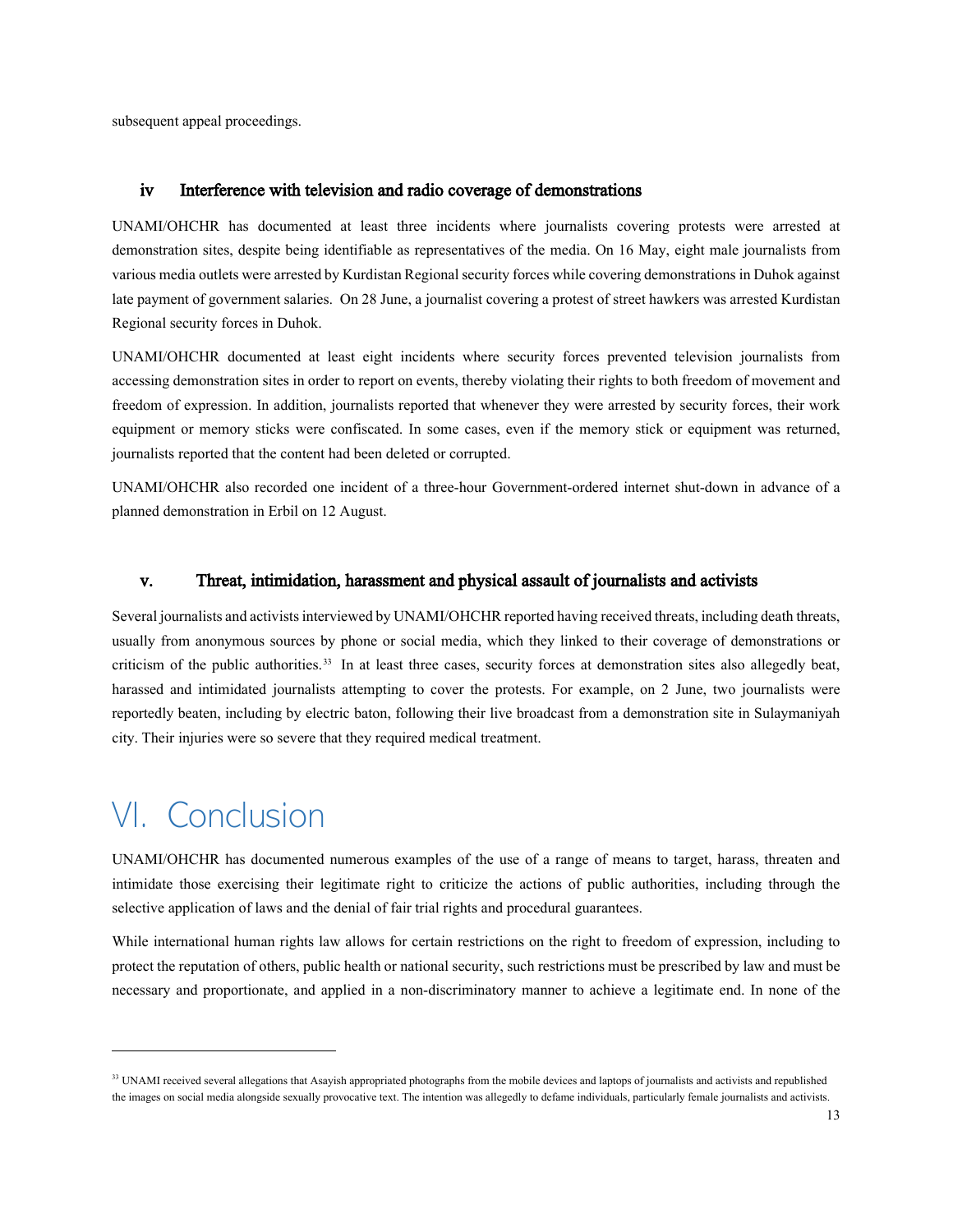subsequent appeal proceedings.

### iv Interference with television and radio coverage of demonstrations

UNAMI/OHCHR has documented at least three incidents where journalists covering protests were arrested at demonstration sites, despite being identifiable as representatives of the media. On 16 May, eight male journalists from various media outlets were arrested by Kurdistan Regional security forces while covering demonstrations in Duhok against late payment of government salaries. On 28 June, a journalist covering a protest of street hawkers was arrested Kurdistan Regional security forces in Duhok.

UNAMI/OHCHR documented at least eight incidents where security forces prevented television journalists from accessing demonstration sites in order to report on events, thereby violating their rights to both freedom of movement and freedom of expression. In addition, journalists reported that whenever they were arrested by security forces, their work equipment or memory sticks were confiscated. In some cases, even if the memory stick or equipment was returned, journalists reported that the content had been deleted or corrupted.

UNAMI/OHCHR also recorded one incident of a three-hour Government-ordered internet shut-down in advance of a planned demonstration in Erbil on 12 August.

### v. Threat, intimidation, harassment and physical assault of journalists and activists

Several journalists and activists interviewed by UNAMI/OHCHR reported having received threats, including death threats, usually from anonymous sources by phone or social media, which they linked to their coverage of demonstrations or criticism of the public authorities.[33] In at least three cases, security forces at demonstration sites also allegedly beat, harassed and intimidated journalists attempting to cover the protests. For example, on 2 June, two journalists were reportedly beaten, including by electric baton, following their live broadcast from a demonstration site in Sulaymaniyah city. Their injuries were so severe that they required medical treatment.

# VI. Conclusion

UNAMI/OHCHR has documented numerous examples of the use of a range of means to target, harass, threaten and intimidate those exercising their legitimate right to criticize the actions of public authorities, including through the selective application of laws and the denial of fair trial rights and procedural guarantees.

While international human rights law allows for certain restrictions on the right to freedom of expression, including to protect the reputation of others, public health or national security, such restrictions must be prescribed by law and must be necessary and proportionate, and applied in a non-discriminatory manner to achieve a legitimate end. In none of the

---

[33] UNAMI received several allegations that Asayish appropriated photographs from the mobile devices and laptops of journalists and activists and republished the images on social media alongside sexually provocative text. The intention was allegedly to defame individuals, particularly female journalists and activists.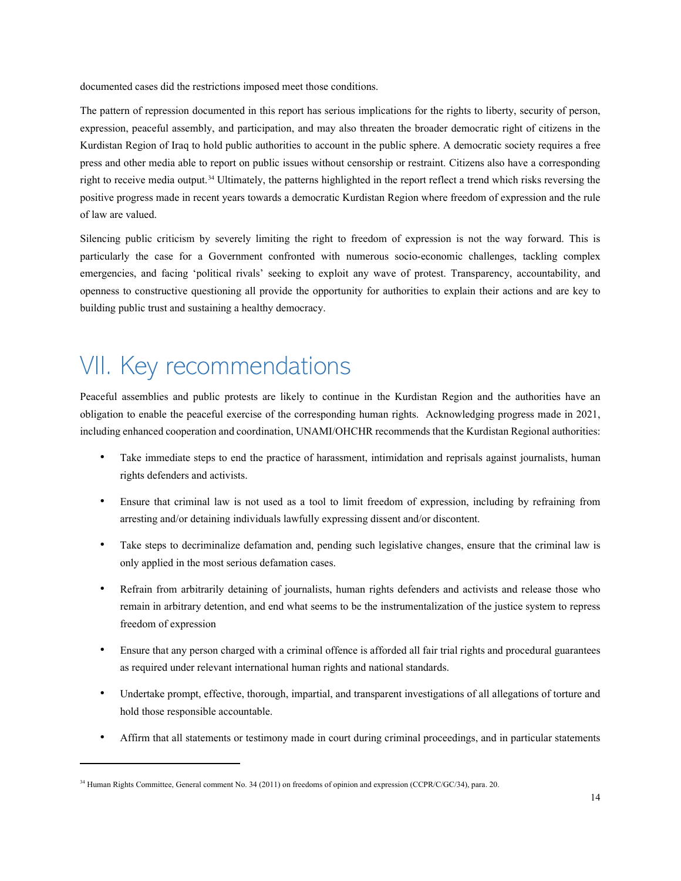documented cases did the restrictions imposed meet those conditions.

The pattern of repression documented in this report has serious implications for the rights to liberty, security of person, expression, peaceful assembly, and participation, and may also threaten the broader democratic right of citizens in the Kurdistan Region of Iraq to hold public authorities to account in the public sphere. A democratic society requires a free press and other media able to report on public issues without censorship or restraint. Citizens also have a corresponding right to receive media output.[34] Ultimately, the patterns highlighted in the report reflect a trend which risks reversing the positive progress made in recent years towards a democratic Kurdistan Region where freedom of expression and the rule of law are valued.

Silencing public criticism by severely limiting the right to freedom of expression is not the way forward. This is particularly the case for a Government confronted with numerous socio-economic challenges, tackling complex emergencies, and facing 'political rivals' seeking to exploit any wave of protest. Transparency, accountability, and openness to constructive questioning all provide the opportunity for authorities to explain their actions and are key to building public trust and sustaining a healthy democracy.

# VII. Key recommendations

Peaceful assemblies and public protests are likely to continue in the Kurdistan Region and the authorities have an obligation to enable the peaceful exercise of the corresponding human rights. Acknowledging progress made in 2021, including enhanced cooperation and coordination, UNAMI/OHCHR recommends that the Kurdistan Regional authorities:

- Take immediate steps to end the practice of harassment, intimidation and reprisals against journalists, human rights defenders and activists.
- Ensure that criminal law is not used as a tool to limit freedom of expression, including by refraining from arresting and/or detaining individuals lawfully expressing dissent and/or discontent.
- Take steps to decriminalize defamation and, pending such legislative changes, ensure that the criminal law is only applied in the most serious defamation cases.
- Refrain from arbitrarily detaining of journalists, human rights defenders and activists and release those who remain in arbitrary detention, and end what seems to be the instrumentalization of the justice system to repress freedom of expression
- Ensure that any person charged with a criminal offence is afforded all fair trial rights and procedural guarantees as required under relevant international human rights and national standards.
- Undertake prompt, effective, thorough, impartial, and transparent investigations of all allegations of torture and hold those responsible accountable.
- Affirm that all statements or testimony made in court during criminal proceedings, and in particular statements

[34] Human Rights Committee, General comment No. 34 (2011) on freedoms of opinion and expression (CCPR/C/GC/34), para. 20.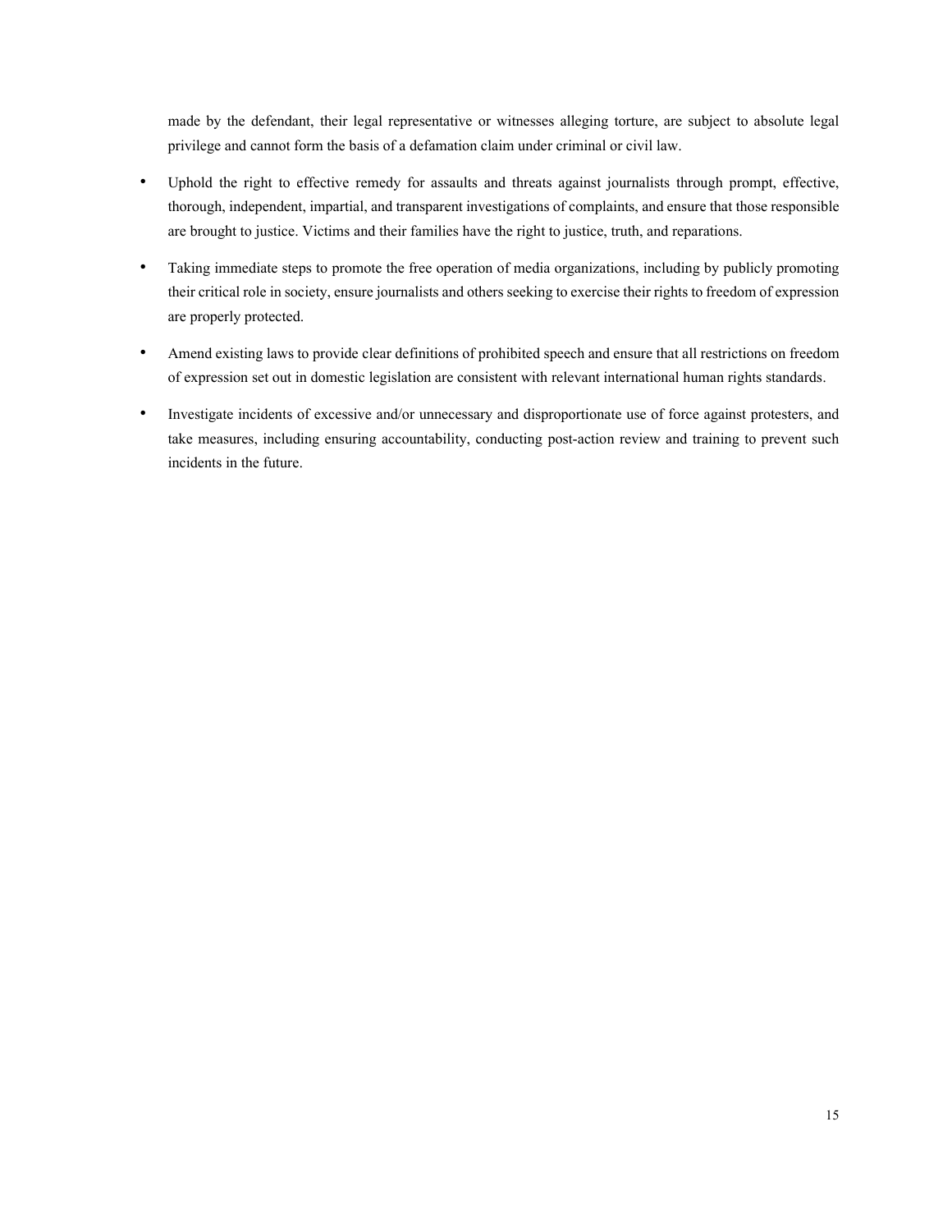made by the defendant, their legal representative or witnesses alleging torture, are subject to absolute legal privilege and cannot form the basis of a defamation claim under criminal or civil law.

- Uphold the right to effective remedy for assaults and threats against journalists through prompt, effective, thorough, independent, impartial, and transparent investigations of complaints, and ensure that those responsible are brought to justice. Victims and their families have the right to justice, truth, and reparations.
- Taking immediate steps to promote the free operation of media organizations, including by publicly promoting their critical role in society, ensure journalists and others seeking to exercise their rights to freedom of expression are properly protected.
- Amend existing laws to provide clear definitions of prohibited speech and ensure that all restrictions on freedom of expression set out in domestic legislation are consistent with relevant international human rights standards.
- Investigate incidents of excessive and/or unnecessary and disproportionate use of force against protesters, and take measures, including ensuring accountability, conducting post-action review and training to prevent such incidents in the future.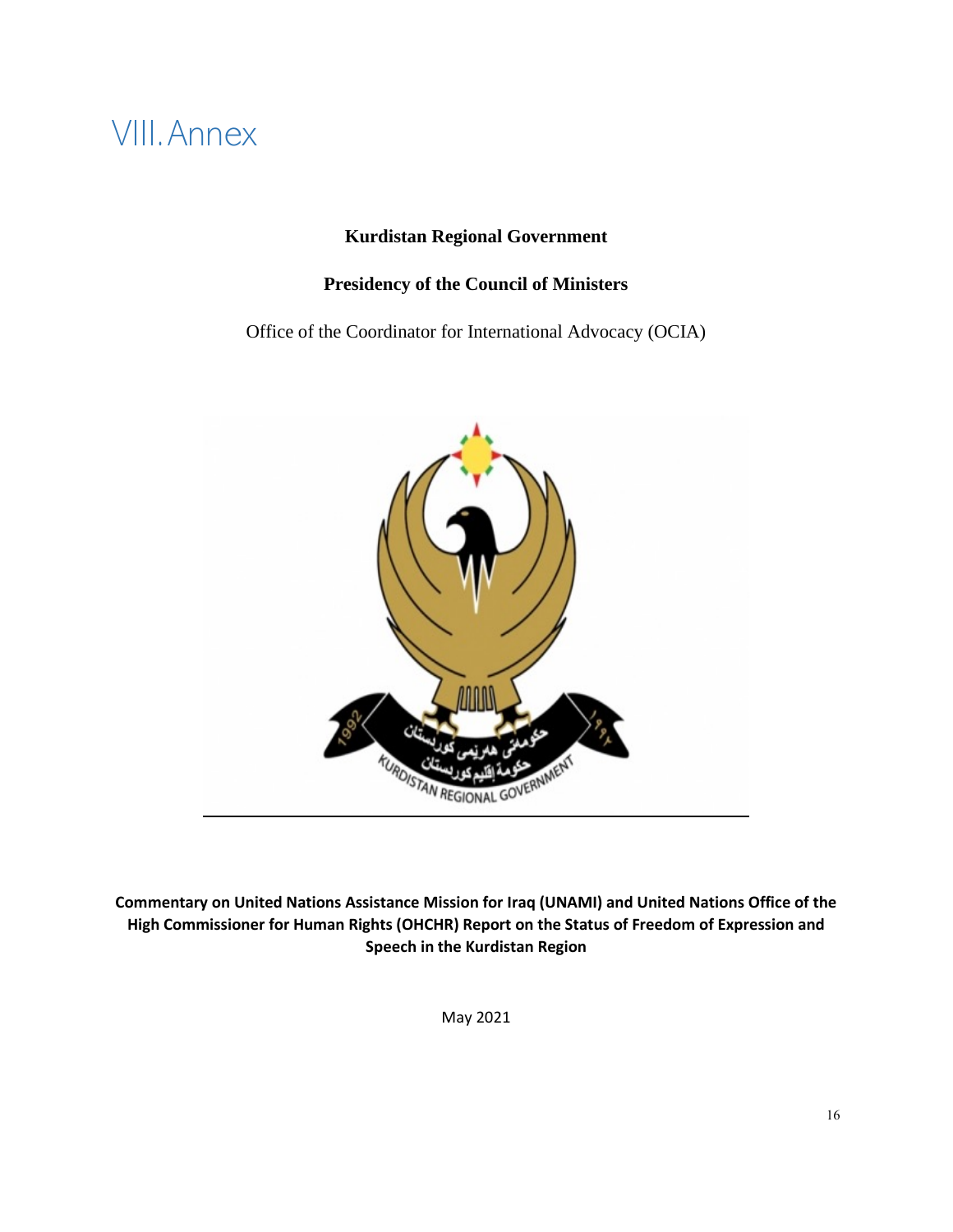# VIII. Annex

**Kurdistan Regional Government**

**Presidency of the Council of Ministers**

Office of the Coordinator for International Advocacy (OCIA)

**Commentary on United Nations Assistance Mission for Iraq (UNAMI) and United Nations Office of the High Commissioner for Human Rights (OHCHR) Report on the Status of Freedom of Expression and Speech in the Kurdistan Region**

May 2021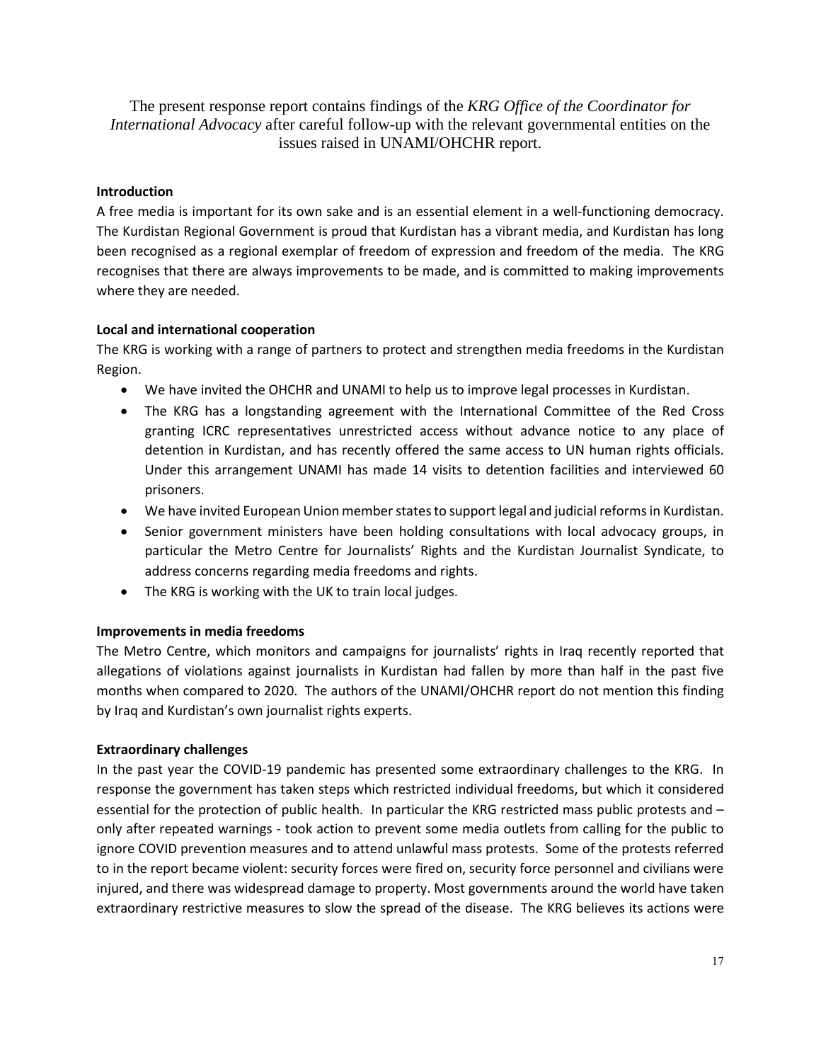The present response report contains findings of the *KRG Office of the Coordinator for International Advocacy* after careful follow-up with the relevant governmental entities on the issues raised in UNAMI/OHCHR report.

**Introduction**

A free media is important for its own sake and is an essential element in a well-functioning democracy. The Kurdistan Regional Government is proud that Kurdistan has a vibrant media, and Kurdistan has long been recognised as a regional exemplar of freedom of expression and freedom of the media. The KRG recognises that there are always improvements to be made, and is committed to making improvements where they are needed.

**Local and international cooperation**

The KRG is working with a range of partners to protect and strengthen media freedoms in the Kurdistan Region.

- We have invited the OHCHR and UNAMI to help us to improve legal processes in Kurdistan.
- The KRG has a longstanding agreement with the International Committee of the Red Cross granting ICRC representatives unrestricted access without advance notice to any place of detention in Kurdistan, and has recently offered the same access to UN human rights officials. Under this arrangement UNAMI has made 14 visits to detention facilities and interviewed 60 prisoners.
- We have invited European Union member states to support legal and judicial reforms in Kurdistan.
- Senior government ministers have been holding consultations with local advocacy groups, in particular the Metro Centre for Journalists' Rights and the Kurdistan Journalist Syndicate, to address concerns regarding media freedoms and rights.
- The KRG is working with the UK to train local judges.

**Improvements in media freedoms**

The Metro Centre, which monitors and campaigns for journalists' rights in Iraq recently reported that allegations of violations against journalists in Kurdistan had fallen by more than half in the past five months when compared to 2020. The authors of the UNAMI/OHCHR report do not mention this finding by Iraq and Kurdistan's own journalist rights experts.

**Extraordinary challenges**

In the past year the COVID-19 pandemic has presented some extraordinary challenges to the KRG. In response the government has taken steps which restricted individual freedoms, but which it considered essential for the protection of public health. In particular the KRG restricted mass public protests and – only after repeated warnings - took action to prevent some media outlets from calling for the public to ignore COVID prevention measures and to attend unlawful mass protests. Some of the protests referred to in the report became violent: security forces were fired on, security force personnel and civilians were injured, and there was widespread damage to property. Most governments around the world have taken extraordinary restrictive measures to slow the spread of the disease. The KRG believes its actions were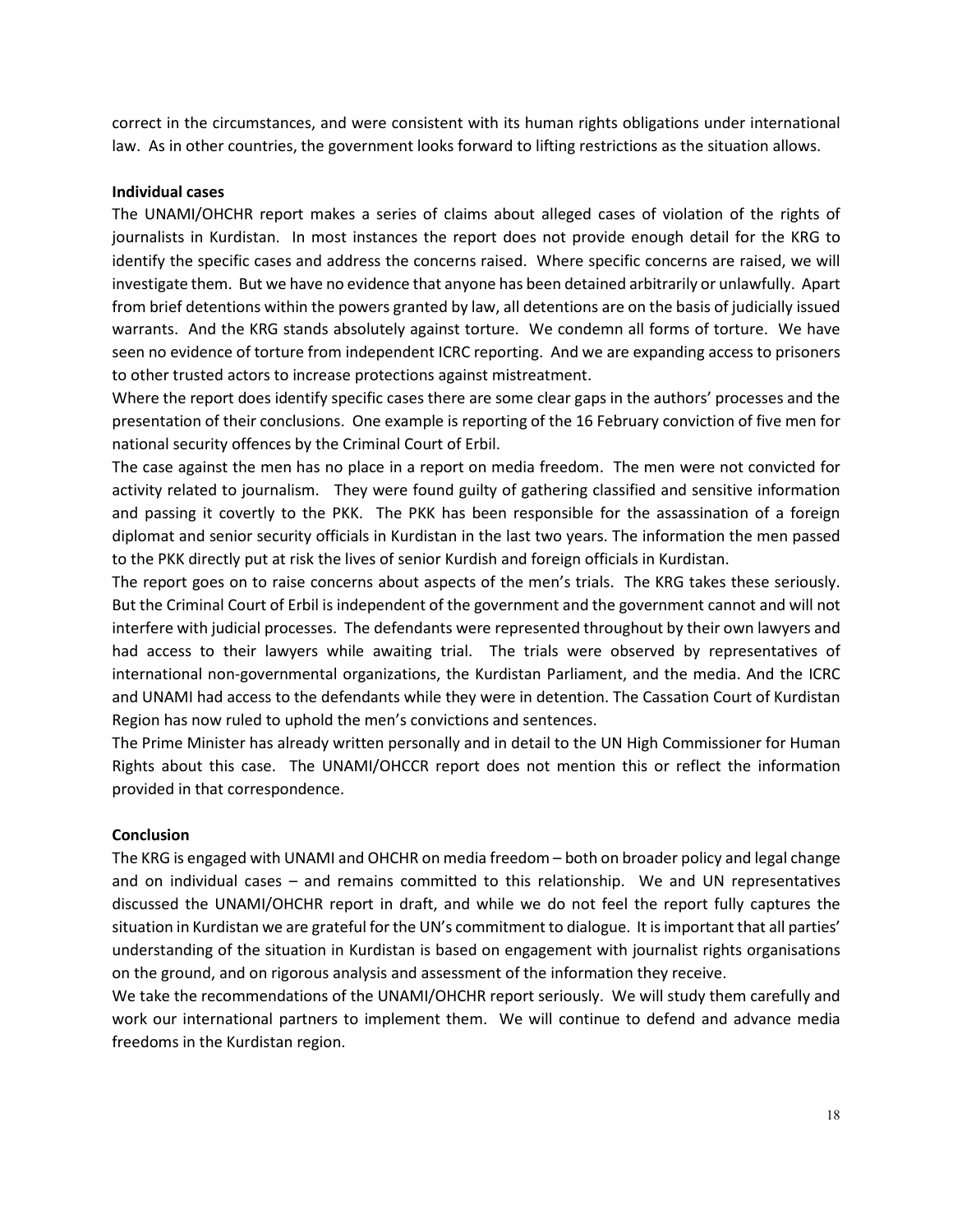correct in the circumstances, and were consistent with its human rights obligations under international law. As in other countries, the government looks forward to lifting restrictions as the situation allows.

**Individual cases**

The UNAMI/OHCHR report makes a series of claims about alleged cases of violation of the rights of journalists in Kurdistan. In most instances the report does not provide enough detail for the KRG to identify the specific cases and address the concerns raised. Where specific concerns are raised, we will investigate them. But we have no evidence that anyone has been detained arbitrarily or unlawfully. Apart from brief detentions within the powers granted by law, all detentions are on the basis of judicially issued warrants. And the KRG stands absolutely against torture. We condemn all forms of torture. We have seen no evidence of torture from independent ICRC reporting. And we are expanding access to prisoners to other trusted actors to increase protections against mistreatment.

Where the report does identify specific cases there are some clear gaps in the authors' processes and the presentation of their conclusions. One example is reporting of the 16 February conviction of five men for national security offences by the Criminal Court of Erbil.

The case against the men has no place in a report on media freedom. The men were not convicted for activity related to journalism. They were found guilty of gathering classified and sensitive information and passing it covertly to the PKK. The PKK has been responsible for the assassination of a foreign diplomat and senior security officials in Kurdistan in the last two years. The information the men passed to the PKK directly put at risk the lives of senior Kurdish and foreign officials in Kurdistan.

The report goes on to raise concerns about aspects of the men's trials. The KRG takes these seriously. But the Criminal Court of Erbil is independent of the government and the government cannot and will not interfere with judicial processes. The defendants were represented throughout by their own lawyers and had access to their lawyers while awaiting trial. The trials were observed by representatives of international non-governmental organizations, the Kurdistan Parliament, and the media. And the ICRC and UNAMI had access to the defendants while they were in detention. The Cassation Court of Kurdistan Region has now ruled to uphold the men's convictions and sentences.

The Prime Minister has already written personally and in detail to the UN High Commissioner for Human Rights about this case. The UNAMI/OHCCR report does not mention this or reflect the information provided in that correspondence.

**Conclusion**

The KRG is engaged with UNAMI and OHCHR on media freedom – both on broader policy and legal change and on individual cases – and remains committed to this relationship. We and UN representatives discussed the UNAMI/OHCHR report in draft, and while we do not feel the report fully captures the situation in Kurdistan we are grateful for the UN's commitment to dialogue. It is important that all parties' understanding of the situation in Kurdistan is based on engagement with journalist rights organisations on the ground, and on rigorous analysis and assessment of the information they receive.

We take the recommendations of the UNAMI/OHCHR report seriously. We will study them carefully and work our international partners to implement them. We will continue to defend and advance media freedoms in the Kurdistan region.